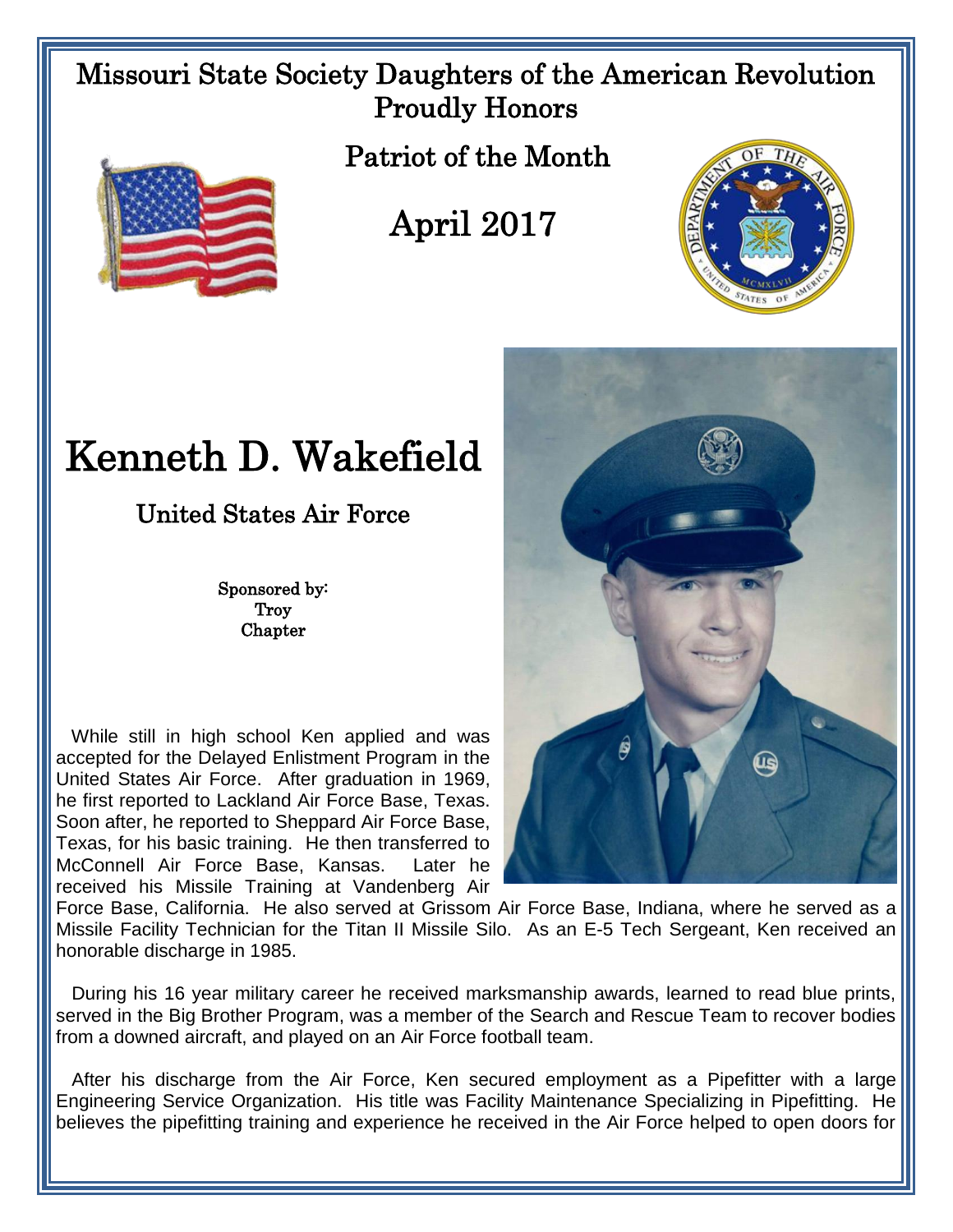Missouri State Society Daughters of the American Revolution
Proudly Honors

## Patriot of the Month

## April 2017

# Kenneth D. Wakefield

## United States Air Force

Sponsored by:
Troy
Chapter

While still in high school Ken applied and was accepted for the Delayed Enlistment Program in the United States Air Force. After graduation in 1969, he first reported to Lackland Air Force Base, Texas. Soon after, he reported to Sheppard Air Force Base, Texas, for his basic training. He then transferred to McConnell Air Force Base, Kansas. Later he received his Missile Training at Vandenberg Air Force Base, California. He also served at Grissom Air Force Base, Indiana, where he served as a Missile Facility Technician for the Titan II Missile Silo. As an E-5 Tech Sergeant, Ken received an honorable discharge in 1985.

During his 16 year military career he received marksmanship awards, learned to read blue prints, served in the Big Brother Program, was a member of the Search and Rescue Team to recover bodies from a downed aircraft, and played on an Air Force football team.

After his discharge from the Air Force, Ken secured employment as a Pipefitter with a large Engineering Service Organization. His title was Facility Maintenance Specializing in Pipefitting. He believes the pipefitting training and experience he received in the Air Force helped to open doors for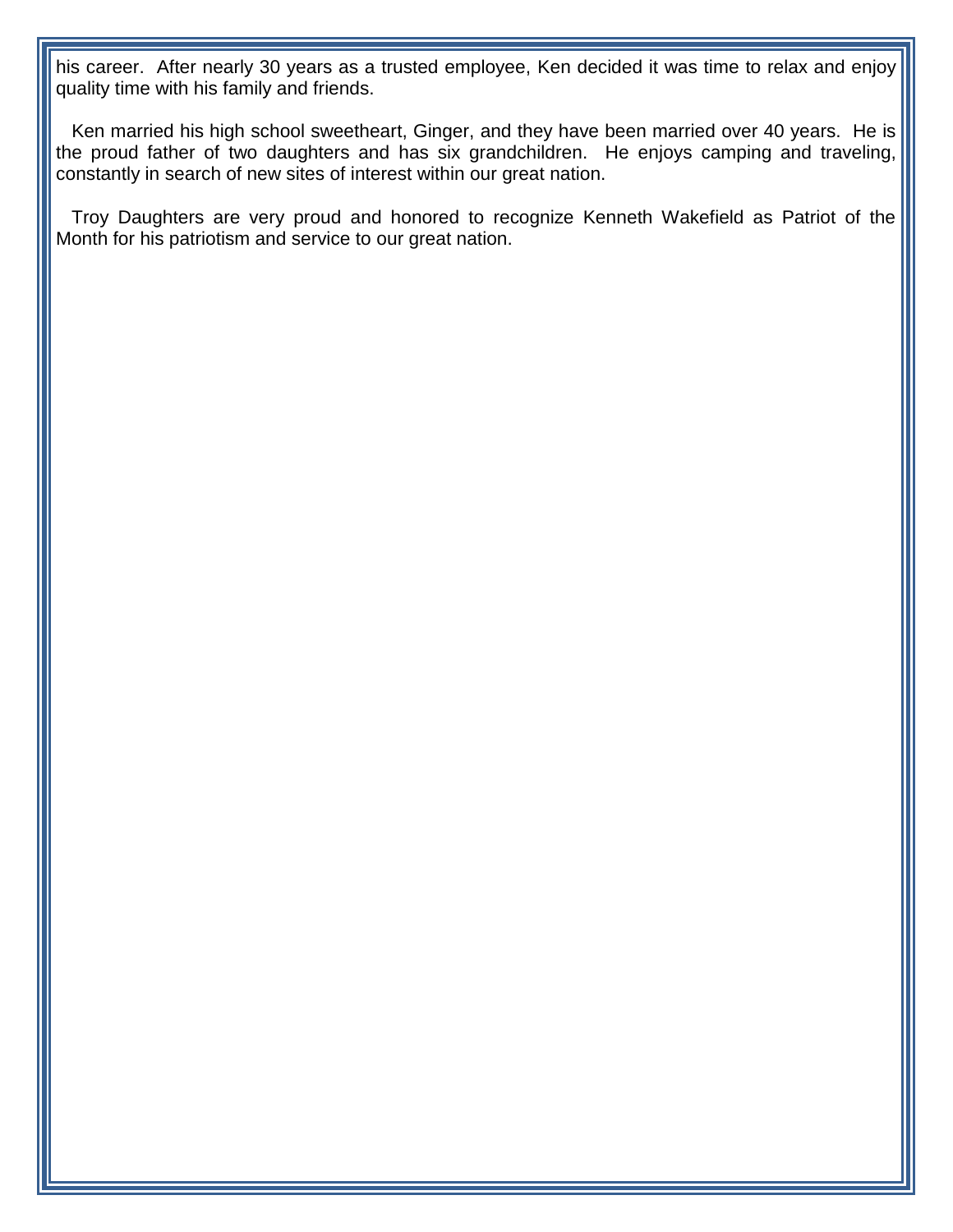his career. After nearly 30 years as a trusted employee, Ken decided it was time to relax and enjoy quality time with his family and friends.

Ken married his high school sweetheart, Ginger, and they have been married over 40 years. He is the proud father of two daughters and has six grandchildren. He enjoys camping and traveling, constantly in search of new sites of interest within our great nation.

Troy Daughters are very proud and honored to recognize Kenneth Wakefield as Patriot of the Month for his patriotism and service to our great nation.